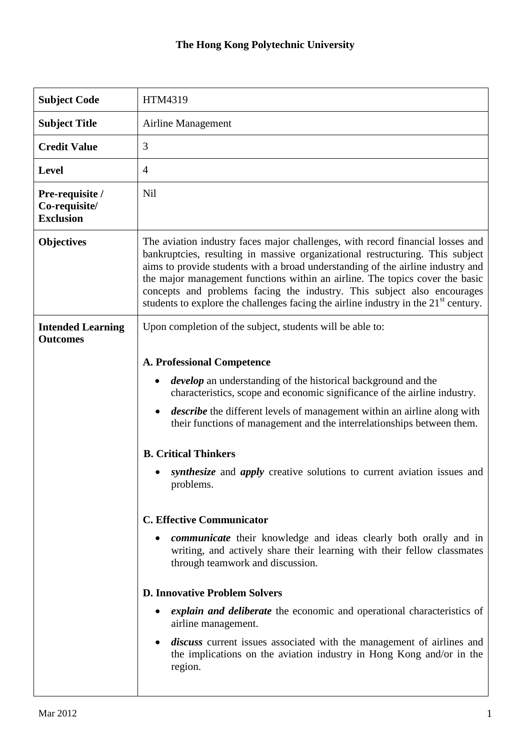**The Hong Kong Polytechnic University**

| | |
|---|---|
| **Subject Code** | HTM4319 |
| **Subject Title** | Airline Management |
| **Credit Value** | 3 |
| **Level** | 4 |
| **Pre-requisite / Co-requisite/ Exclusion** | Nil |
| **Objectives** | The aviation industry faces major challenges, with record financial losses and bankruptcies, resulting in massive organizational restructuring. This subject aims to provide students with a broad understanding of the airline industry and the major management functions within an airline. The topics cover the basic concepts and problems facing the industry. This subject also encourages students to explore the challenges facing the airline industry in the 21st century. |
| **Intended Learning Outcomes** | Upon completion of the subject, students will be able to:<br><br>**A. Professional Competence**<br>• ***develop*** an understanding of the historical background and the characteristics, scope and economic significance of the airline industry.<br>• ***describe*** the different levels of management within an airline along with their functions of management and the interrelationships between them.<br><br>**B. Critical Thinkers**<br>• ***synthesize*** and ***apply*** creative solutions to current aviation issues and problems.<br><br>**C. Effective Communicator**<br>• ***communicate*** their knowledge and ideas clearly both orally and in writing, and actively share their learning with their fellow classmates through teamwork and discussion.<br><br>**D. Innovative Problem Solvers**<br>• ***explain and deliberate*** the economic and operational characteristics of airline management.<br>• ***discuss*** current issues associated with the management of airlines and the implications on the aviation industry in Hong Kong and/or in the region. |

Mar 2012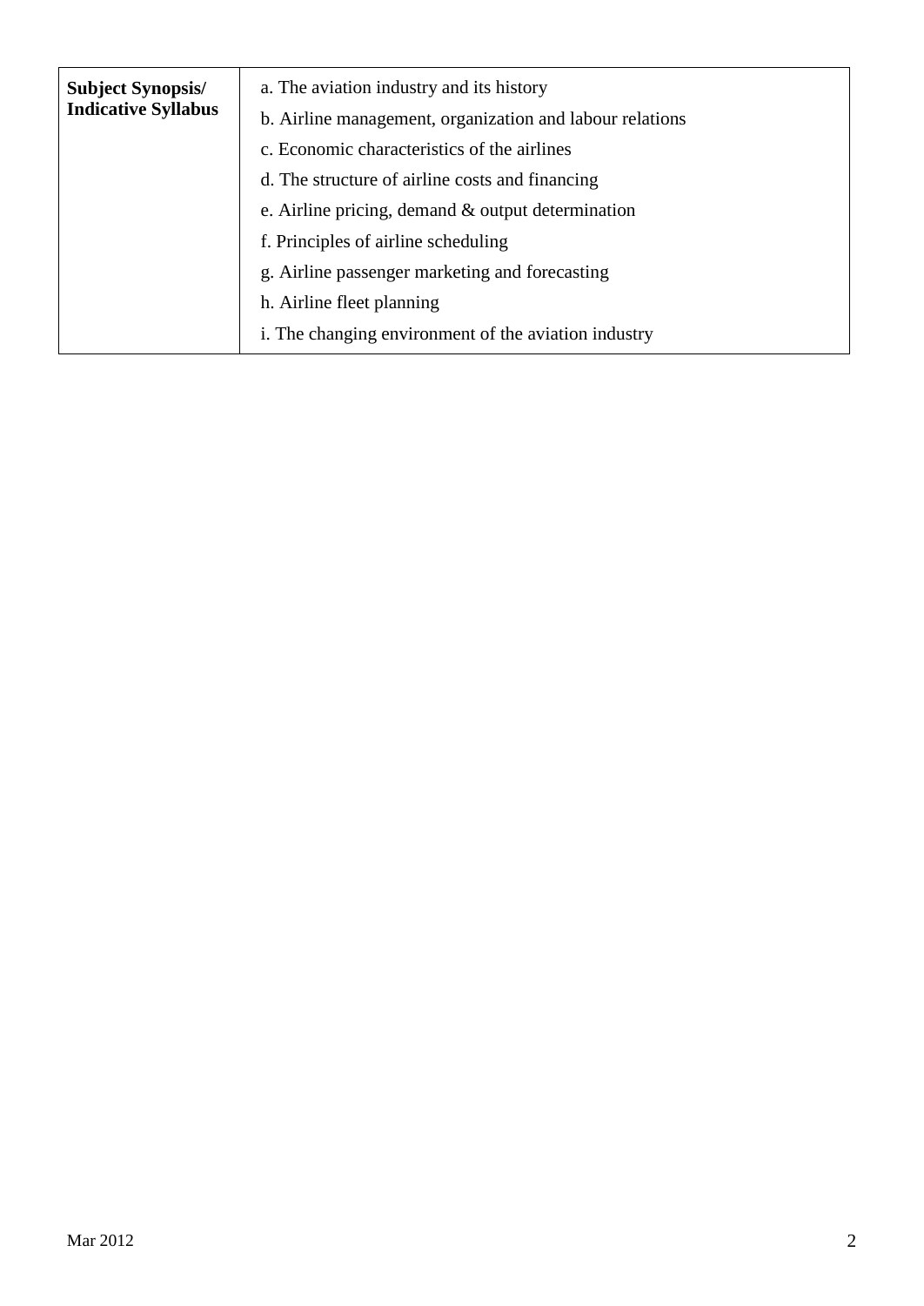| | |
|---|---|
| **Subject Synopsis/ Indicative Syllabus** | a. The aviation industry and its history<br>b. Airline management, organization and labour relations<br>c. Economic characteristics of the airlines<br>d. The structure of airline costs and financing<br>e. Airline pricing, demand & output determination<br>f. Principles of airline scheduling<br>g. Airline passenger marketing and forecasting<br>h. Airline fleet planning<br>i. The changing environment of the aviation industry |